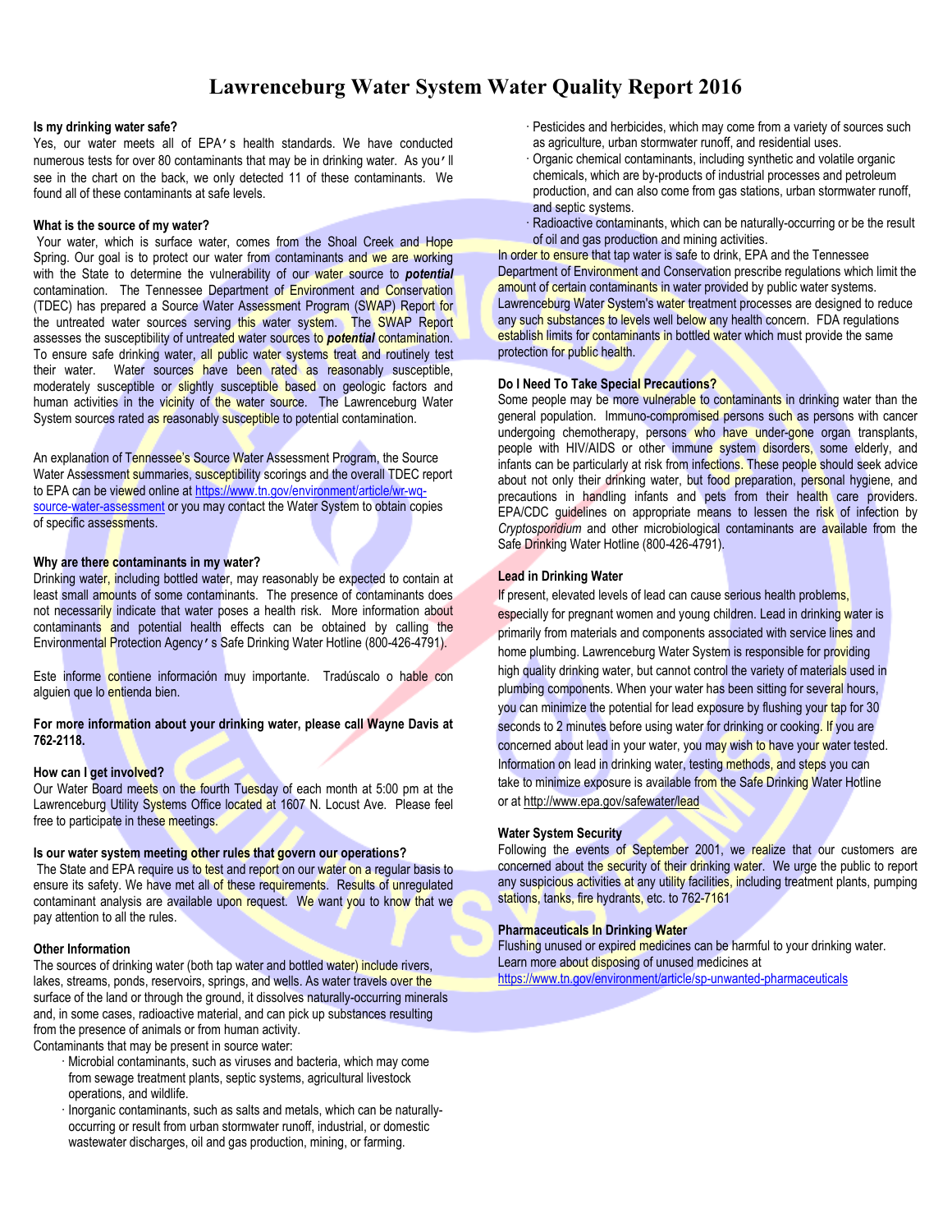# Lawrenceburg Water System Water Quality Report 2016

**Is my drinking water safe?**

Yes, our water meets all of EPA's health standards. We have conducted numerous tests for over 80 contaminants that may be in drinking water. As you'll see in the chart on the back, we only detected 11 of these contaminants. We found all of these contaminants at safe levels.

**What is the source of my water?**

Your water, which is surface water, comes from the Shoal Creek and Hope Spring. Our goal is to protect our water from contaminants and we are working with the State to determine the vulnerability of our water source to ***potential*** contamination. The Tennessee Department of Environment and Conservation (TDEC) has prepared a Source Water Assessment Program (SWAP) Report for the untreated water sources serving this water system. The SWAP Report assesses the susceptibility of untreated water sources to ***potential*** contamination. To ensure safe drinking water, all public water systems treat and routinely test their water. Water sources have been rated as reasonably susceptible, moderately susceptible or slightly susceptible based on geologic factors and human activities in the vicinity of the water source. The Lawrenceburg Water System sources rated as reasonably susceptible to potential contamination.

An explanation of Tennessee's Source Water Assessment Program, the Source Water Assessment summaries, susceptibility scorings and the overall TDEC report to EPA can be viewed online at https://www.tn.gov/environment/article/wr-wq-source-water-assessment or you may contact the Water System to obtain copies of specific assessments.

**Why are there contaminants in my water?**

Drinking water, including bottled water, may reasonably be expected to contain at least small amounts of some contaminants. The presence of contaminants does not necessarily indicate that water poses a health risk. More information about contaminants and potential health effects can be obtained by calling the Environmental Protection Agency's Safe Drinking Water Hotline (800-426-4791).

Este informe contiene información muy importante. Tradúscalo o hable con alguien que lo entienda bien.

**For more information about your drinking water, please call Wayne Davis at 762-2118.**

**How can I get involved?**

Our Water Board meets on the fourth Tuesday of each month at 5:00 pm at the Lawrenceburg Utility Systems Office located at 1607 N. Locust Ave. Please feel free to participate in these meetings.

**Is our water system meeting other rules that govern our operations?**

The State and EPA require us to test and report on our water on a regular basis to ensure its safety. We have met all of these requirements. Results of unregulated contaminant analysis are available upon request. We want you to know that we pay attention to all the rules.

**Other Information**

The sources of drinking water (both tap water and bottled water) include rivers, lakes, streams, ponds, reservoirs, springs, and wells. As water travels over the surface of the land or through the ground, it dissolves naturally-occurring minerals and, in some cases, radioactive material, and can pick up substances resulting from the presence of animals or from human activity.

Contaminants that may be present in source water:

- Microbial contaminants, such as viruses and bacteria, which may come from sewage treatment plants, septic systems, agricultural livestock operations, and wildlife.
- Inorganic contaminants, such as salts and metals, which can be naturally-occurring or result from urban stormwater runoff, industrial, or domestic wastewater discharges, oil and gas production, mining, or farming.
- Pesticides and herbicides, which may come from a variety of sources such as agriculture, urban stormwater runoff, and residential uses.
- Organic chemical contaminants, including synthetic and volatile organic chemicals, which are by-products of industrial processes and petroleum production, and can also come from gas stations, urban stormwater runoff, and septic systems.
- Radioactive contaminants, which can be naturally-occurring or be the result of oil and gas production and mining activities.

In order to ensure that tap water is safe to drink, EPA and the Tennessee Department of Environment and Conservation prescribe regulations which limit the amount of certain contaminants in water provided by public water systems. Lawrenceburg Water System's water treatment processes are designed to reduce any such substances to levels well below any health concern. FDA regulations establish limits for contaminants in bottled water which must provide the same protection for public health.

**Do I Need To Take Special Precautions?**

Some people may be more vulnerable to contaminants in drinking water than the general population. Immuno-compromised persons such as persons with cancer undergoing chemotherapy, persons who have under-gone organ transplants, people with HIV/AIDS or other immune system disorders, some elderly, and infants can be particularly at risk from infections. These people should seek advice about not only their drinking water, but food preparation, personal hygiene, and precautions in handling infants and pets from their health care providers. EPA/CDC guidelines on appropriate means to lessen the risk of infection by *Cryptosporidium* and other microbiological contaminants are available from the Safe Drinking Water Hotline (800-426-4791).

**Lead in Drinking Water**

If present, elevated levels of lead can cause serious health problems, especially for pregnant women and young children. Lead in drinking water is primarily from materials and components associated with service lines and home plumbing. Lawrenceburg Water System is responsible for providing high quality drinking water, but cannot control the variety of materials used in plumbing components. When your water has been sitting for several hours, you can minimize the potential for lead exposure by flushing your tap for 30 seconds to 2 minutes before using water for drinking or cooking. If you are concerned about lead in your water, you may wish to have your water tested. Information on lead in drinking water, testing methods, and steps you can take to minimize exposure is available from the Safe Drinking Water Hotline or at http://www.epa.gov/safewater/lead

**Water System Security**

Following the events of September 2001, we realize that our customers are concerned about the security of their drinking water. We urge the public to report any suspicious activities at any utility facilities, including treatment plants, pumping stations, tanks, fire hydrants, etc. to 762-7161

**Pharmaceuticals In Drinking Water**

Flushing unused or expired medicines can be harmful to your drinking water. Learn more about disposing of unused medicines at https://www.tn.gov/environment/article/sp-unwanted-pharmaceuticals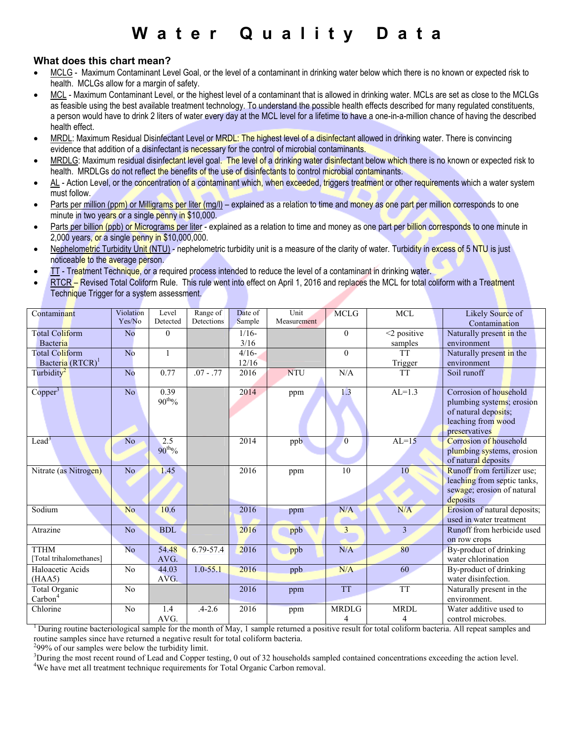# Water Quality Data

## What does this chart mean?

- MCLG - Maximum Contaminant Level Goal, or the level of a contaminant in drinking water below which there is no known or expected risk to health. MCLGs allow for a margin of safety.
- MCL - Maximum Contaminant Level, or the highest level of a contaminant that is allowed in drinking water. MCLs are set as close to the MCLGs as feasible using the best available treatment technology. To understand the possible health effects described for many regulated constituents, a person would have to drink 2 liters of water every day at the MCL level for a lifetime to have a one-in-a-million chance of having the described health effect.
- MRDL: Maximum Residual Disinfectant Level or MRDL: The highest level of a disinfectant allowed in drinking water. There is convincing evidence that addition of a disinfectant is necessary for the control of microbial contaminants.
- MRDLG: Maximum residual disinfectant level goal. The level of a drinking water disinfectant below which there is no known or expected risk to health. MRDLGs do not reflect the benefits of the use of disinfectants to control microbial contaminants.
- AL - Action Level, or the concentration of a contaminant which, when exceeded, triggers treatment or other requirements which a water system must follow.
- Parts per million (ppm) or Milligrams per liter (mg/l) – explained as a relation to time and money as one part per million corresponds to one minute in two years or a single penny in $10,000.
- Parts per billion (ppb) or Micrograms per liter - explained as a relation to time and money as one part per billion corresponds to one minute in 2,000 years, or a single penny in $10,000,000.
- Nephelometric Turbidity Unit (NTU) - nephelometric turbidity unit is a measure of the clarity of water. Turbidity in excess of 5 NTU is just noticeable to the average person.
- TT - Treatment Technique, or a required process intended to reduce the level of a contaminant in drinking water.
- RTCR – Revised Total Coliform Rule. This rule went into effect on April 1, 2016 and replaces the MCL for total coliform with a Treatment Technique Trigger for a system assessment.

| Contaminant | Violation Yes/No | Level Detected | Range of Detections | Date of Sample | Unit Measurement | MCLG | MCL | Likely Source of Contamination |
|---|---|---|---|---|---|---|---|---|
| Total Coliform Bacteria | No | 0 | | 1/16-3/16 | | 0 | <2 positive samples | Naturally present in the environment |
| Total Coliform Bacteria (RTCR)[1] | No | 1 | | 4/16-12/16 | | 0 | TT Trigger | Naturally present in the environment |
| Turbidity[2] | No | 0.77 | .07 - .77 | 2016 | NTU | N/A | TT | Soil runoff |
| Copper[3] | No | 0.39 90th% | | 2014 | ppm | 1.3 | AL=1.3 | Corrosion of household plumbing systems; erosion of natural deposits; leaching from wood preservatives |
| Lead[3] | No | 2.5 90th% | | 2014 | ppb | 0 | AL=15 | Corrosion of household plumbing systems, erosion of natural deposits |
| Nitrate (as Nitrogen) | No | 1.45 | | 2016 | ppm | 10 | 10 | Runoff from fertilizer use; leaching from septic tanks, sewage; erosion of natural deposits |
| Sodium | No | 10.6 | | 2016 | ppm | N/A | N/A | Erosion of natural deposits; used in water treatment |
| Atrazine | No | BDL | | 2016 | ppb | 3 | 3 | Runoff from herbicide used on row crops |
| TTHM [Total trihalomethanes] | No | 54.48 AVG. | 6.79-57.4 | 2016 | ppb | N/A | 80 | By-product of drinking water chlorination |
| Haloacetic Acids (HAA5) | No | 44.03 AVG. | 1.0-55.1 | 2016 | ppb | N/A | 60 | By-product of drinking water disinfection. |
| Total Organic Carbon[4] | No | | | 2016 | ppm | TT | TT | Naturally present in the environment. |
| Chlorine | No | 1.4 AVG. | .4-2.6 | 2016 | ppm | MRDLG 4 | MRDL 4 | Water additive used to control microbes. |

[1] During routine bacteriological sample for the month of May, 1 sample returned a positive result for total coliform bacteria. All repeat samples and routine samples since have returned a negative result for total coliform bacteria.

[2] 99% of our samples were below the turbidity limit.

[3] During the most recent round of Lead and Copper testing, 0 out of 32 households sampled contained concentrations exceeding the action level.

[4] We have met all treatment technique requirements for Total Organic Carbon removal.